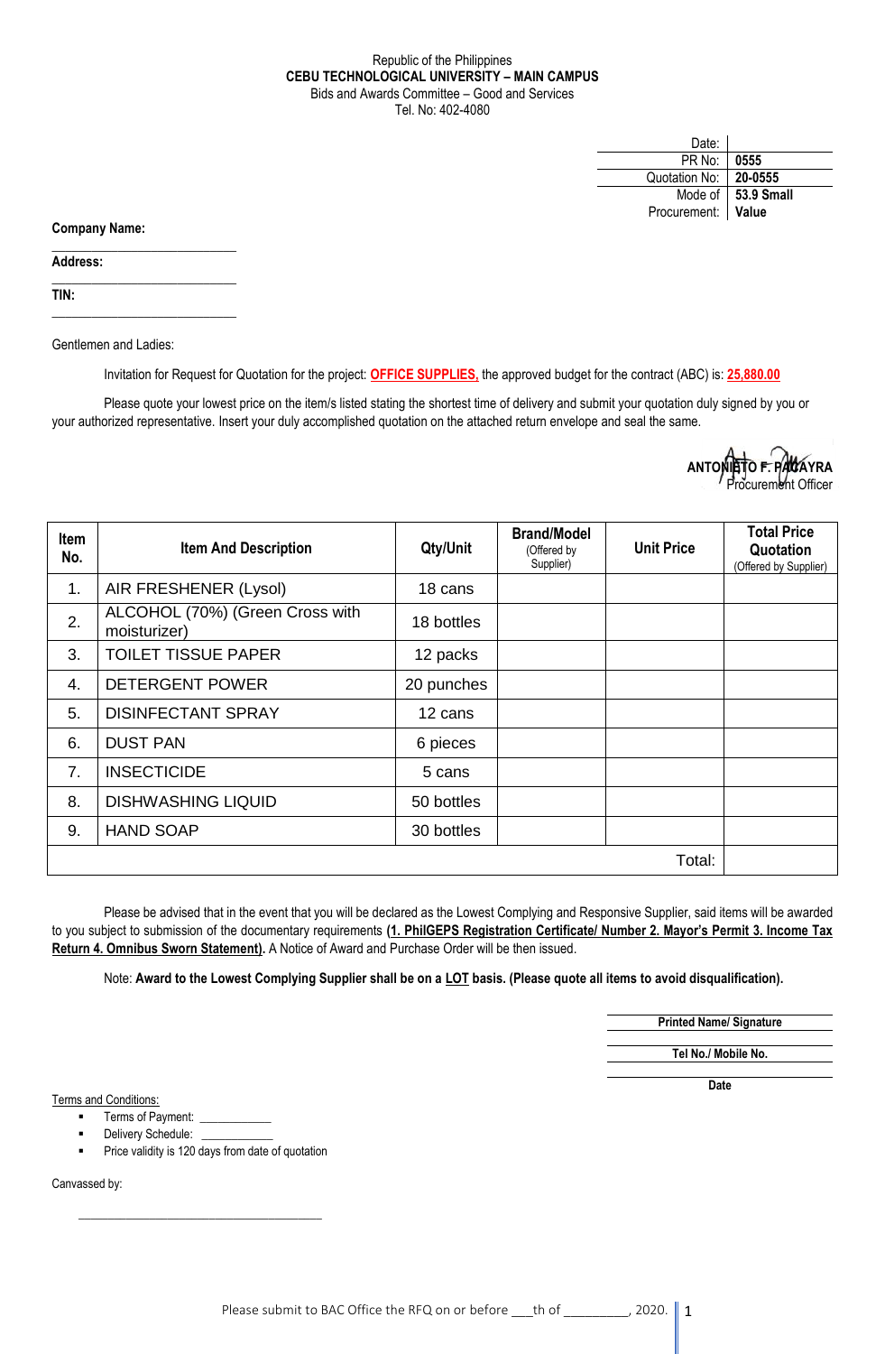Republic of the Philippines
**CEBU TECHNOLOGICAL UNIVERSITY – MAIN CAMPUS**
Bids and Awards Committee – Good and Services
Tel. No: 402-4080

| | |
|---|---|
| Date: | |
| PR No: | **0555** |
| Quotation No: | **20-0555** |
| Mode of Procurement: | **53.9 Small Value** |

**Company Name:** ____________________________

**Address:** ____________________________

**TIN:** ____________________________

Gentlemen and Ladies:

Invitation for Request for Quotation for the project: **OFFICE SUPPLIES,** the approved budget for the contract (ABC) is: **25,880.00**

Please quote your lowest price on the item/s listed stating the shortest time of delivery and submit your quotation duly signed by you or your authorized representative. Insert your duly accomplished quotation on the attached return envelope and seal the same.

**ANTONIETO F. PAGAYRA**
Procurement Officer

| Item No. | Item And Description | Qty/Unit | Brand/Model (Offered by Supplier) | Unit Price | Total Price Quotation (Offered by Supplier) |
|---|---|---|---|---|---|
| 1. | AIR FRESHENER (Lysol) | 18 cans | | | |
| 2. | ALCOHOL (70%) (Green Cross with moisturizer) | 18 bottles | | | |
| 3. | TOILET TISSUE PAPER | 12 packs | | | |
| 4. | DETERGENT POWER | 20 punches | | | |
| 5. | DISINFECTANT SPRAY | 12 cans | | | |
| 6. | DUST PAN | 6 pieces | | | |
| 7. | INSECTICIDE | 5 cans | | | |
| 8. | DISHWASHING LIQUID | 50 bottles | | | |
| 9. | HAND SOAP | 30 bottles | | | |
| | | | | Total: | |

Please be advised that in the event that you will be declared as the Lowest Complying and Responsive Supplier, said items will be awarded to you subject to submission of the documentary requirements **(1. PhilGEPS Registration Certificate/ Number 2. Mayor's Permit 3. Income Tax Return 4. Omnibus Sworn Statement).** A Notice of Award and Purchase Order will be then issued.

Note: **Award to the Lowest Complying Supplier shall be on a LOT basis. (Please quote all items to avoid disqualification).**

____________________________
**Printed Name/ Signature**

____________________________
**Tel No./ Mobile No.**

____________________________
**Date**

Terms and Conditions:

- Terms of Payment: ___________
- Delivery Schedule: ___________
- Price validity is 120 days from date of quotation

Canvassed by:

____________________________________

Please submit to BAC Office the RFQ on or before ___th of _________, 2020.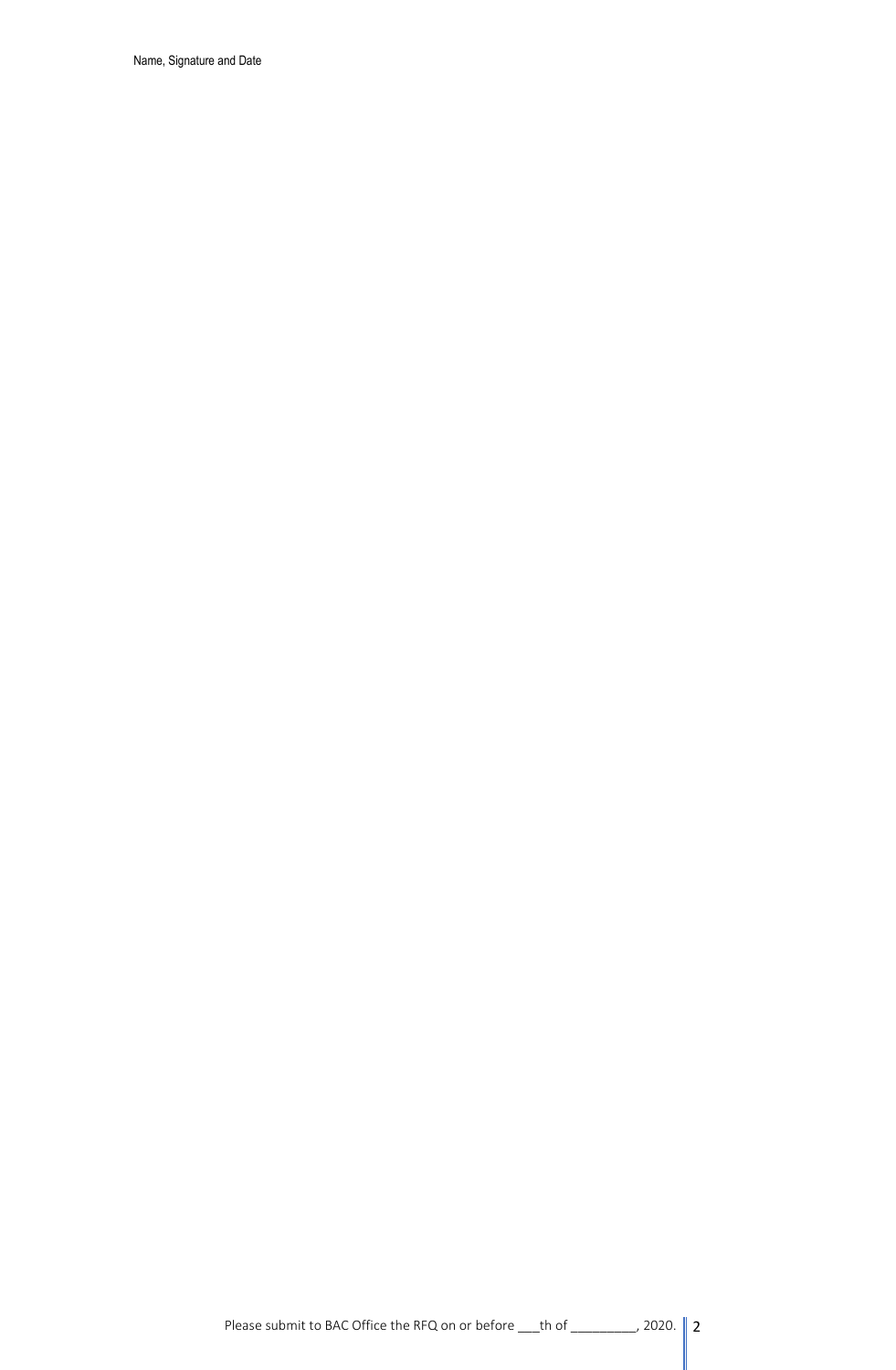Name, Signature and Date